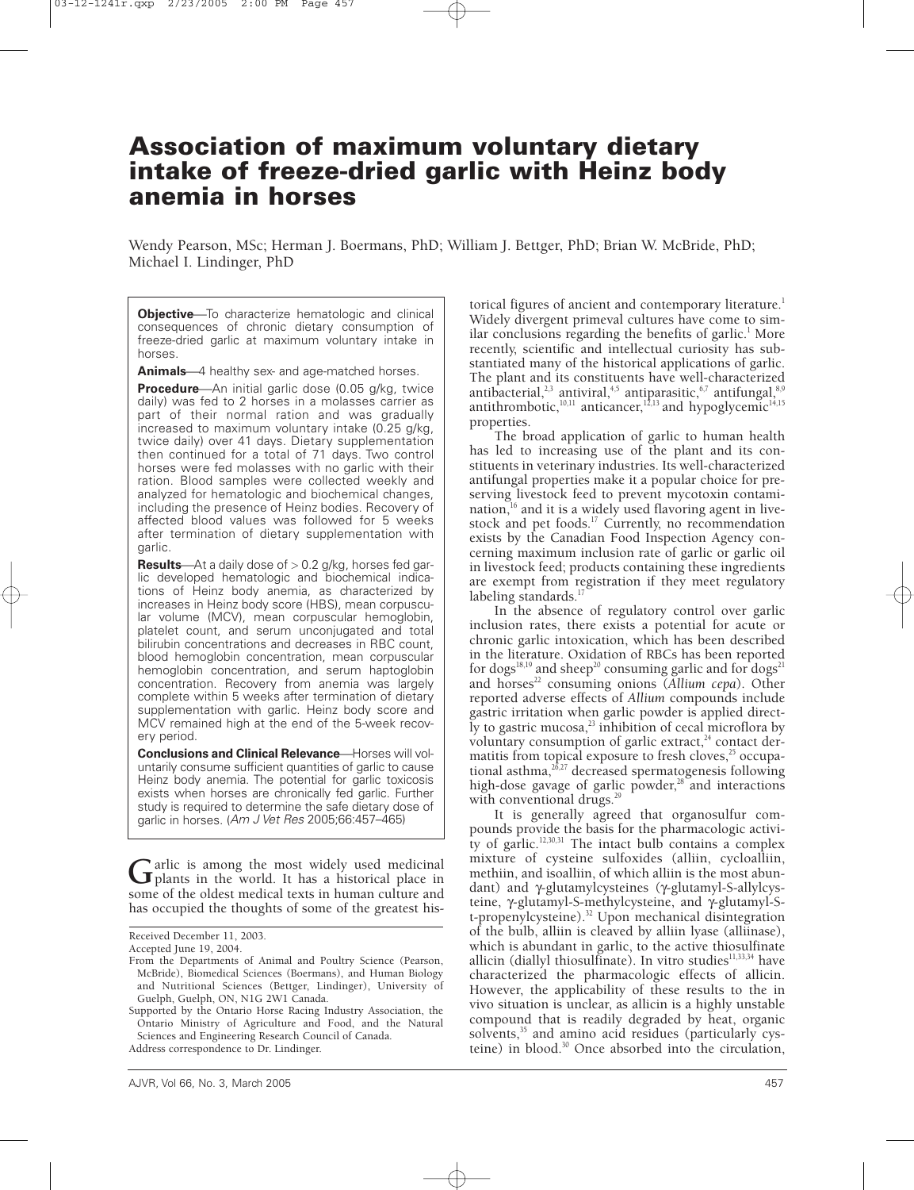# Association of maximum voluntary dietary intake of freeze-dried garlic with Heinz body anemia in horses

Wendy Pearson, MSc; Herman J. Boermans, PhD; William J. Bettger, PhD; Brian W. McBride, PhD; Michael I. Lindinger, PhD

**Objective**—To characterize hematologic and clinical consequences of chronic dietary consumption of freeze-dried garlic at maximum voluntary intake in horses.

**Animals**—4 healthy sex- and age-matched horses.

**Procedure**—An initial garlic dose (0.05 g/kg, twice daily) was fed to 2 horses in a molasses carrier as part of their normal ration and was gradually increased to maximum voluntary intake (0.25 g/kg, twice daily) over 41 days. Dietary supplementation then continued for a total of 71 days. Two control horses were fed molasses with no garlic with their ration. Blood samples were collected weekly and analyzed for hematologic and biochemical changes, including the presence of Heinz bodies. Recovery of affected blood values was followed for 5 weeks after termination of dietary supplementation with garlic.

**Results**—At a daily dose of > 0.2 g/kg, horses fed garlic developed hematologic and biochemical indications of Heinz body anemia, as characterized by increases in Heinz body score (HBS), mean corpuscular volume (MCV), mean corpuscular hemoglobin, platelet count, and serum unconjugated and total bilirubin concentrations and decreases in RBC count, blood hemoglobin concentration, mean corpuscular hemoglobin concentration, and serum haptoglobin concentration. Recovery from anemia was largely complete within 5 weeks after termination of dietary supplementation with garlic. Heinz body score and MCV remained high at the end of the 5-week recovery period.

**Conclusions and Clinical Relevance**—Horses will voluntarily consume sufficient quantities of garlic to cause Heinz body anemia. The potential for garlic toxicosis exists when horses are chronically fed garlic. Further study is required to determine the safe dietary dose of garlic in horses. (*Am J Vet Res* 2005;66:457–465)

Garlic is among the most widely used medicinal plants in the world. It has a historical place in some of the oldest medical texts in human culture and has occupied the thoughts of some of the greatest historical figures of ancient and contemporary literature.[1] Widely divergent primeval cultures have come to similar conclusions regarding the benefits of garlic.[1] More recently, scientific and intellectual curiosity has substantiated many of the historical applications of garlic. The plant and its constituents have well-characterized antibacterial,[2,3] antiviral,[4,5] antiparasitic,[6,7] antifungal,[8,9] antithrombotic,[10,11] anticancer,[12,13] and hypoglycemic[14,15] properties.

The broad application of garlic to human health has led to increasing use of the plant and its constituents in veterinary industries. Its well-characterized antifungal properties make it a popular choice for preserving livestock feed to prevent mycotoxin contamination,[16] and it is a widely used flavoring agent in livestock and pet foods.[17] Currently, no recommendation exists by the Canadian Food Inspection Agency concerning maximum inclusion rate of garlic or garlic oil in livestock feed; products containing these ingredients are exempt from registration if they meet regulatory labeling standards.[17]

In the absence of regulatory control over garlic inclusion rates, there exists a potential for acute or chronic garlic intoxication, which has been described in the literature. Oxidation of RBCs has been reported for dogs[18,19] and sheep[20] consuming garlic and for dogs[21] and horses[22] consuming onions (*Allium cepa*). Other reported adverse effects of *Allium* compounds include gastric irritation when garlic powder is applied directly to gastric mucosa,[23] inhibition of cecal microflora by voluntary consumption of garlic extract,[24] contact dermatitis from topical exposure to fresh cloves,[25] occupational asthma,[26,27] decreased spermatogenesis following high-dose gavage of garlic powder,[28] and interactions with conventional drugs.[29]

It is generally agreed that organosulfur compounds provide the basis for the pharmacologic activity of garlic.[12,30,31] The intact bulb contains a complex mixture of cysteine sulfoxides (alliin, cycloalliin, methiin, and isoalliin, of which alliin is the most abundant) and γ-glutamylcysteines (γ-glutamyl-S-allylcysteine, γ-glutamyl-S-methylcysteine, and γ-glutamyl-S-t-propenylcysteine).[32] Upon mechanical disintegration of the bulb, alliin is cleaved by alliin lyase (alliinase), which is abundant in garlic, to the active thiosulfinate allicin (diallyl thiosulfinate). In vitro studies[11,33,34] have characterized the pharmacologic effects of allicin. However, the applicability of these results to the in vivo situation is unclear, as allicin is a highly unstable compound that is readily degraded by heat, organic solvents,[35] and amino acid residues (particularly cysteine) in blood.[30] Once absorbed into the circulation,

Received December 11, 2003.

Accepted June 19, 2004.

From the Departments of Animal and Poultry Science (Pearson, McBride), Biomedical Sciences (Boermans), and Human Biology and Nutritional Sciences (Bettger, Lindinger), University of Guelph, Guelph, ON, N1G 2W1 Canada.

Supported by the Ontario Horse Racing Industry Association, the Ontario Ministry of Agriculture and Food, and the Natural Sciences and Engineering Research Council of Canada.

Address correspondence to Dr. Lindinger.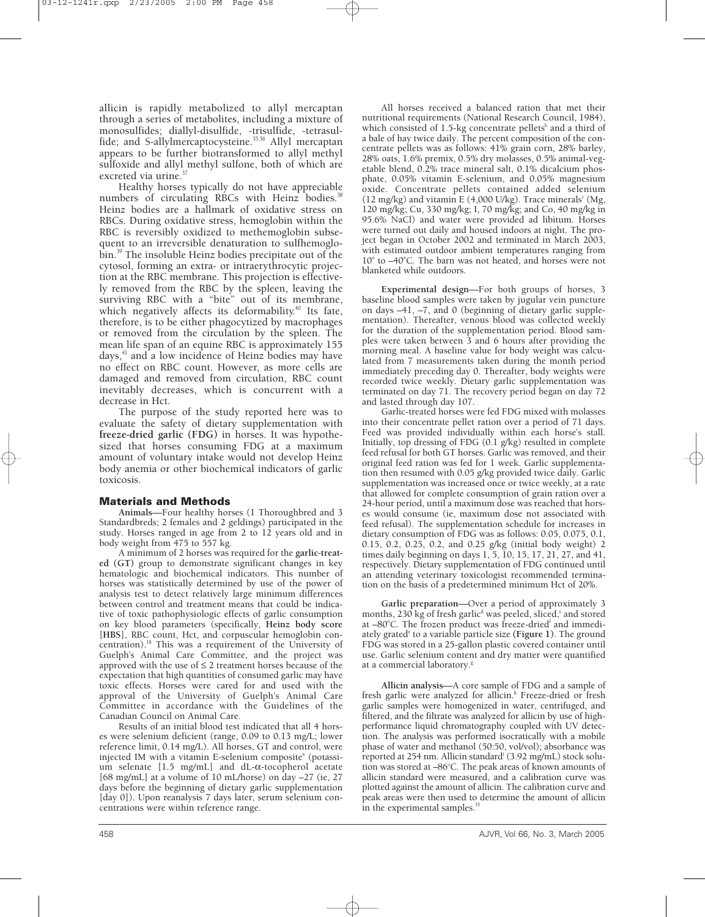allicin is rapidly metabolized to allyl mercaptan through a series of metabolites, including a mixture of monosulfides; diallyl-disulfide, -trisulfide, -tetrasulfide; and S-allylmercaptocysteine.[35,36] Allyl mercaptan appears to be further biotransformed to allyl methyl sulfoxide and allyl methyl sulfone, both of which are excreted via urine.[37]

Healthy horses typically do not have appreciable numbers of circulating RBCs with Heinz bodies.[38] Heinz bodies are a hallmark of oxidative stress on RBCs. During oxidative stress, hemoglobin within the RBC is reversibly oxidized to methemoglobin subsequent to an irreversible denaturation to sulfhemoglobin.[39] The insoluble Heinz bodies precipitate out of the cytosol, forming an extra- or intraerythrocytic projection at the RBC membrane. This projection is effectively removed from the RBC by the spleen, leaving the surviving RBC with a "bite" out of its membrane, which negatively affects its deformability.[40] Its fate, therefore, is to be either phagocytized by macrophages or removed from the circulation by the spleen. The mean life span of an equine RBC is approximately 155 days,[41] and a low incidence of Heinz bodies may have no effect on RBC count. However, as more cells are damaged and removed from circulation, RBC count inevitably decreases, which is concurrent with a decrease in Hct.

The purpose of the study reported here was to evaluate the safety of dietary supplementation with **freeze-dried garlic (FDG)** in horses. It was hypothesized that horses consuming FDG at a maximum amount of voluntary intake would not develop Heinz body anemia or other biochemical indicators of garlic toxicosis.

## Materials and Methods

**Animals—**Four healthy horses (1 Thoroughbred and 3 Standardbreds; 2 females and 2 geldings) participated in the study. Horses ranged in age from 2 to 12 years old and in body weight from 475 to 557 kg.

A minimum of 2 horses was required for the **garlic-treated (GT)** group to demonstrate significant changes in key hematologic and biochemical indicators. This number of horses was statistically determined by use of the power of analysis test to detect relatively large minimum differences between control and treatment means that could be indicative of toxic pathophysiologic effects of garlic consumption on key blood parameters (specifically, **Heinz body score [HBS]**, RBC count, Hct, and corpuscular hemoglobin concentration).[18] This was a requirement of the University of Guelph's Animal Care Committee, and the project was approved with the use of ≤ 2 treatment horses because of the expectation that high quantities of consumed garlic may have toxic effects. Horses were cared for and used with the approval of the University of Guelph's Animal Care Committee in accordance with the Guidelines of the Canadian Council on Animal Care.

Results of an initial blood test indicated that all 4 horses were selenium deficient (range, 0.09 to 0.13 mg/L; lower reference limit, 0.14 mg/L). All horses, GT and control, were injected IM with a vitamin E-selenium composite[a] (potassium selenate [1.5 mg/mL] and dL-α-tocopherol acetate [68 mg/mL] at a volume of 10 mL/horse) on day –27 (ie, 27 days before the beginning of dietary garlic supplementation [day 0]). Upon reanalysis 7 days later, serum selenium concentrations were within reference range.

All horses received a balanced ration that met their nutritional requirements (National Research Council, 1984), which consisted of 1.5-kg concentrate pellets[b] and a third of a bale of hay twice daily. The percent composition of the concentrate pellets was as follows: 41% grain corn, 28% barley, 28% oats, 1.6% premix, 0.5% dry molasses, 0.5% animal-vegetable blend, 0.2% trace mineral salt, 0.1% dicalcium phosphate, 0.05% vitamin E-selenium, and 0.05% magnesium oxide. Concentrate pellets contained added selenium (12 mg/kg) and vitamin E (4,000 U/kg). Trace minerals[c] (Mg, 120 mg/kg; Cu, 330 mg/kg; I, 70 mg/kg; and Co, 40 mg/kg in 95.6% NaCl) and water were provided ad libitum. Horses were turned out daily and housed indoors at night. The project began in October 2002 and terminated in March 2003, with estimated outdoor ambient temperatures ranging from 10° to –40°C. The barn was not heated, and horses were not blanketed while outdoors.

**Experimental design—**For both groups of horses, 3 baseline blood samples were taken by jugular vein puncture on days –41, –7, and 0 (beginning of dietary garlic supplementation). Thereafter, venous blood was collected weekly for the duration of the supplementation period. Blood samples were taken between 3 and 6 hours after providing the morning meal. A baseline value for body weight was calculated from 7 measurements taken during the month period immediately preceding day 0. Thereafter, body weights were recorded twice weekly. Dietary garlic supplementation was terminated on day 71. The recovery period began on day 72 and lasted through day 107.

Garlic-treated horses were fed FDG mixed with molasses into their concentrate pellet ration over a period of 71 days. Feed was provided individually within each horse's stall. Initially, top dressing of FDG (0.1 g/kg) resulted in complete feed refusal for both GT horses. Garlic was removed, and their original feed ration was fed for 1 week. Garlic supplementation then resumed with 0.05 g/kg provided twice daily. Garlic supplementation was increased once or twice weekly, at a rate that allowed for complete consumption of grain ration over a 24-hour period, until a maximum dose was reached that horses would consume (ie, maximum dose not associated with feed refusal). The supplementation schedule for increases in dietary consumption of FDG was as follows: 0.05, 0.075, 0.1, 0.15, 0.2, 0.25, 0.2, and 0.25 g/kg (initial body weight) 2 times daily beginning on days 1, 5, 10, 15, 17, 21, 27, and 41, respectively. Dietary supplementation of FDG continued until an attending veterinary toxicologist recommended termination on the basis of a predetermined minimum Hct of 20%.

**Garlic preparation—**Over a period of approximately 3 months, 230 kg of fresh garlic[d] was peeled, sliced,[e] and stored at –80°C. The frozen product was freeze-dried[f] and immediately grated[e] to a variable particle size (**Figure 1**). The ground FDG was stored in a 25-gallon plastic covered container until use. Garlic selenium content and dry matter were quantified at a commercial laboratory.[g]

**Allicin analysis—**A core sample of FDG and a sample of fresh garlic were analyzed for allicin.[h] Freeze-dried or fresh garlic samples were homogenized in water, centrifuged, and filtered, and the filtrate was analyzed for allicin by use of high-performance liquid chromatography coupled with UV detection. The analysis was performed isocratically with a mobile phase of water and methanol (50:50, vol/vol); absorbance was reported at 254 nm. Allicin standard[i] (3.92 mg/mL) stock solution was stored at –86°C. The peak areas of known amounts of allicin standard were measured, and a calibration curve was plotted against the amount of allicin. The calibration curve and peak areas were then used to determine the amount of allicin in the experimental samples.[35]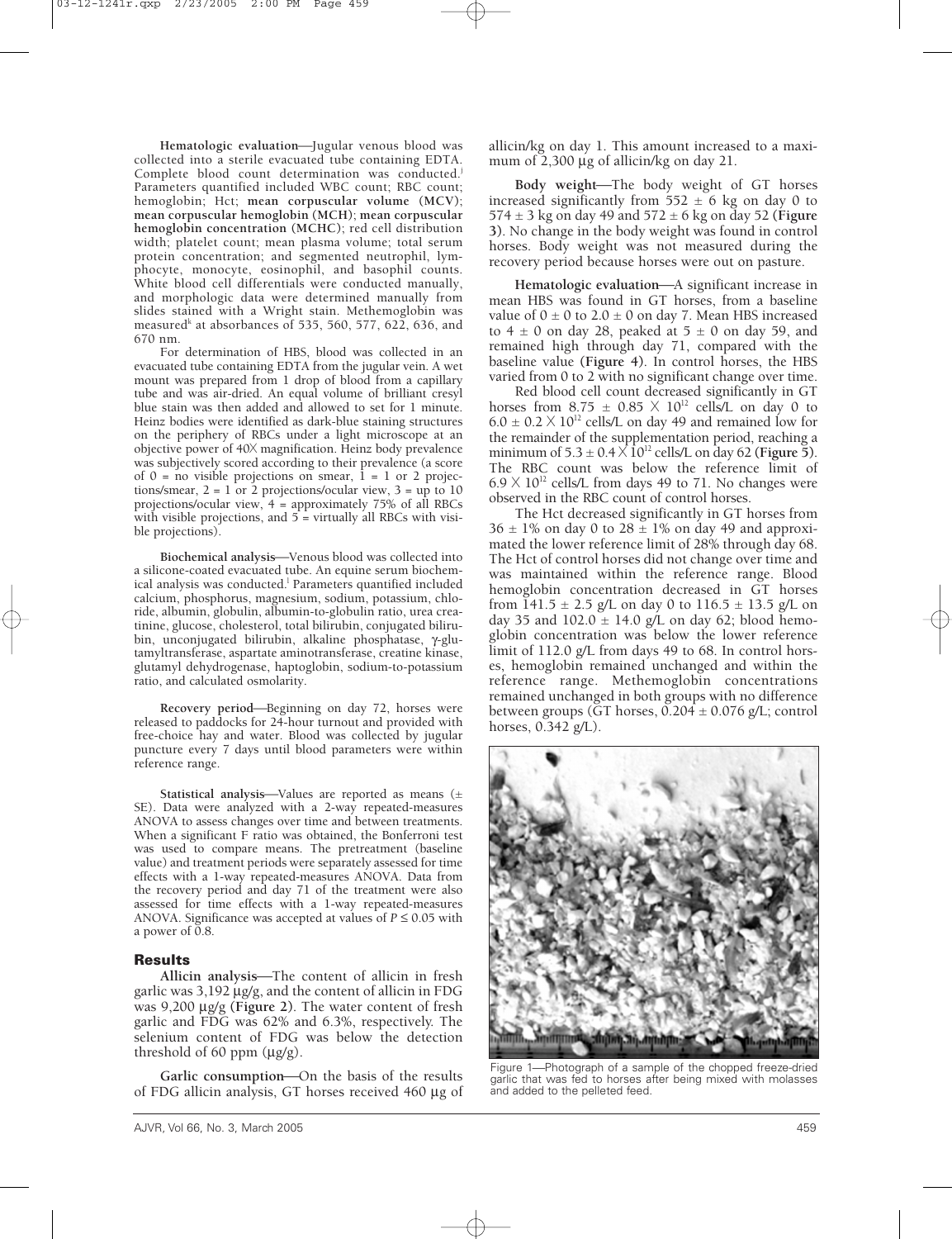**Hematologic evaluation**—Jugular venous blood was collected into a sterile evacuated tube containing EDTA. Complete blood count determination was conducted.[j] Parameters quantified included WBC count; RBC count; hemoglobin; Hct; **mean corpuscular volume (MCV)**; **mean corpuscular hemoglobin (MCH)**; **mean corpuscular hemoglobin concentration (MCHC)**; red cell distribution width; platelet count; mean plasma volume; total serum protein concentration; and segmented neutrophil, lymphocyte, monocyte, eosinophil, and basophil counts. White blood cell differentials were conducted manually, and morphologic data were determined manually from slides stained with a Wright stain. Methemoglobin was measured[k] at absorbances of 535, 560, 577, 622, 636, and 670 nm.

For determination of HBS, blood was collected in an evacuated tube containing EDTA from the jugular vein. A wet mount was prepared from 1 drop of blood from a capillary tube and was air-dried. An equal volume of brilliant cresyl blue stain was then added and allowed to set for 1 minute. Heinz bodies were identified as dark-blue staining structures on the periphery of RBCs under a light microscope at an objective power of 40X magnification. Heinz body prevalence was subjectively scored according to their prevalence (a score of 0 = no visible projections on smear, 1 = 1 or 2 projections/smear, 2 = 1 or 2 projections/ocular view, 3 = up to 10 projections/ocular view, 4 = approximately 75% of all RBCs with visible projections, and 5 = virtually all RBCs with visible projections).

**Biochemical analysis**—Venous blood was collected into a silicone-coated evacuated tube. An equine serum biochemical analysis was conducted.[l] Parameters quantified included calcium, phosphorus, magnesium, sodium, potassium, chloride, albumin, globulin, albumin-to-globulin ratio, urea creatinine, glucose, cholesterol, total bilirubin, conjugated bilirubin, unconjugated bilirubin, alkaline phosphatase, γ-glutamyltransferase, aspartate aminotransferase, creatine kinase, glutamyl dehydrogenase, haptoglobin, sodium-to-potassium ratio, and calculated osmolarity.

**Recovery period**—Beginning on day 72, horses were released to paddocks for 24-hour turnout and provided with free-choice hay and water. Blood was collected by jugular puncture every 7 days until blood parameters were within reference range.

**Statistical analysis**—Values are reported as means (± SE). Data were analyzed with a 2-way repeated-measures ANOVA to assess changes over time and between treatments. When a significant F ratio was obtained, the Bonferroni test was used to compare means. The pretreatment (baseline value) and treatment periods were separately assessed for time effects with a 1-way repeated-measures ANOVA. Data from the recovery period and day 71 of the treatment were also assessed for time effects with a 1-way repeated-measures ANOVA. Significance was accepted at values of $P \leq 0.05$ with a power of 0.8.

## Results

**Allicin analysis**—The content of allicin in fresh garlic was 3,192 µg/g, and the content of allicin in FDG was 9,200 µg/g (**Figure 2**). The water content of fresh garlic and FDG was 62% and 6.3%, respectively. The selenium content of FDG was below the detection threshold of 60 ppm (µg/g).

**Garlic consumption**—On the basis of the results of FDG allicin analysis, GT horses received 460 µg of allicin/kg on day 1. This amount increased to a maximum of 2,300 µg of allicin/kg on day 21.

**Body weight**—The body weight of GT horses increased significantly from 552 ± 6 kg on day 0 to 574 ± 3 kg on day 49 and 572 ± 6 kg on day 52 (**Figure 3**). No change in the body weight was found in control horses. Body weight was not measured during the recovery period because horses were out on pasture.

**Hematologic evaluation**—A significant increase in mean HBS was found in GT horses, from a baseline value of 0 ± 0 to 2.0 ± 0 on day 7. Mean HBS increased to 4 ± 0 on day 28, peaked at 5 ± 0 on day 59, and remained high through day 71, compared with the baseline value (**Figure 4**). In control horses, the HBS varied from 0 to 2 with no significant change over time.

Red blood cell count decreased significantly in GT horses from $8.75 \pm 0.85 \times 10^{12}$ cells/L on day 0 to $6.0 \pm 0.2 \times 10^{12}$ cells/L on day 49 and remained low for the remainder of the supplementation period, reaching a minimum of $5.3 \pm 0.4 \times 10^{12}$ cells/L on day 62 (**Figure 5**). The RBC count was below the reference limit of $6.9 \times 10^{12}$ cells/L from days 49 to 71. No changes were observed in the RBC count of control horses.

The Hct decreased significantly in GT horses from 36 ± 1% on day 0 to 28 ± 1% on day 49 and approximated the lower reference limit of 28% through day 68. The Hct of control horses did not change over time and was maintained within the reference range. Blood hemoglobin concentration decreased in GT horses from 141.5 ± 2.5 g/L on day 0 to 116.5 ± 13.5 g/L on day 35 and 102.0 ± 14.0 g/L on day 62; blood hemoglobin concentration was below the lower reference limit of 112.0 g/L from days 49 to 68. In control horses, hemoglobin remained unchanged and within the reference range. Methemoglobin concentrations remained unchanged in both groups with no difference between groups (GT horses, 0.204 ± 0.076 g/L; control horses, 0.342 g/L).

Figure 1—Photograph of a sample of the chopped freeze-dried garlic that was fed to horses after being mixed with molasses and added to the pelleted feed.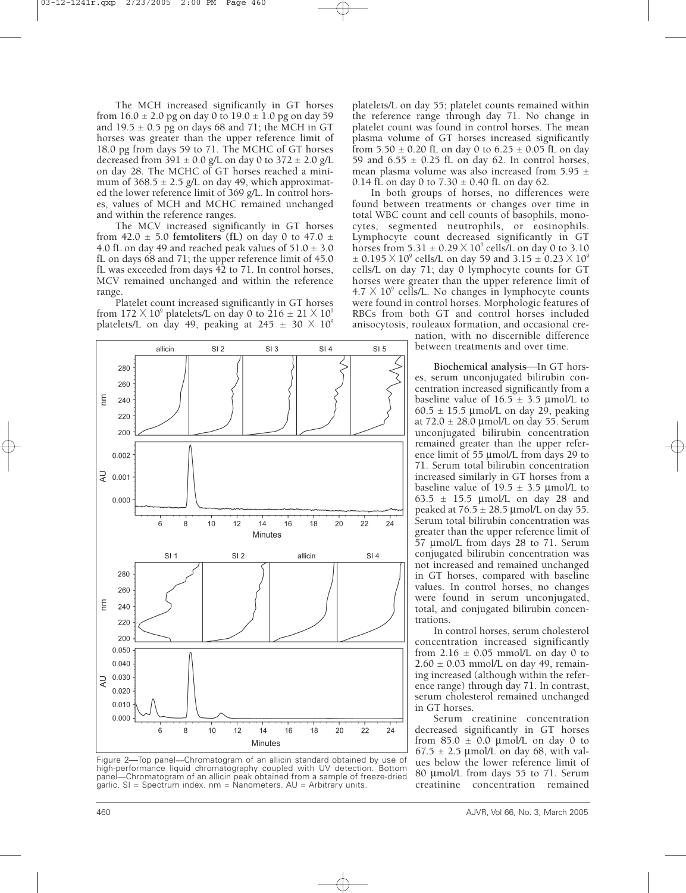The MCH increased significantly in GT horses from 16.0 ± 2.0 pg on day 0 to 19.0 ± 1.0 pg on day 59 and 19.5 ± 0.5 pg on days 68 and 71; the MCH in GT horses was greater than the upper reference limit of 18.0 pg from days 59 to 71. The MCHC of GT horses decreased from 391 ± 0.0 g/L on day 0 to 372 ± 2.0 g/L on day 28. The MCHC of GT horses reached a minimum of 368.5 ± 2.5 g/L on day 49, which approximated the lower reference limit of 369 g/L. In control horses, values of MCH and MCHC remained unchanged and within the reference ranges.

The MCV increased significantly in GT horses from 42.0 ± 5.0 **femtoliters (fL)** on day 0 to 47.0 ± 4.0 fL on day 49 and reached peak values of 51.0 ± 3.0 fL on days 68 and 71; the upper reference limit of 45.0 fL was exceeded from days 42 to 71. In control horses, MCV remained unchanged and within the reference range.

Platelet count increased significantly in GT horses from $172 \times 10^9$ platelets/L on day 0 to $216 \pm 21 \times 10^9$ platelets/L on day 49, peaking at $245 \pm 30 \times 10^9$ platelets/L on day 55; platelet counts remained within the reference range through day 71. No change in platelet count was found in control horses. The mean plasma volume of GT horses increased significantly from 5.50 ± 0.20 fL on day 0 to 6.25 ± 0.05 fL on day 59 and 6.55 ± 0.25 fL on day 62. In control horses, mean plasma volume was also increased from 5.95 ± 0.14 fL on day 0 to 7.30 ± 0.40 fL on day 62.

In both groups of horses, no differences were found between treatments or changes over time in total WBC count and cell counts of basophils, monocytes, segmented neutrophils, or eosinophils. Lymphocyte count decreased significantly in GT horses from $5.31 \pm 0.29 \times 10^9$ cells/L on day 0 to $3.10 \pm 0.195 \times 10^9$ cells/L on day 59 and $3.15 \pm 0.23 \times 10^9$ cells/L on day 71; day 0 lymphocyte counts for GT horses were greater than the upper reference limit of $4.7 \times 10^9$ cells/L. No changes in lymphocyte counts were found in control horses. Morphologic features of RBCs from both GT and control horses included anisocytosis, rouleaux formation, and occasional crenation, with no discernible difference between treatments and over time.

Figure 2—Top panel—Chromatogram of an allicin standard obtained by use of high-performance liquid chromatography coupled with UV detection. Bottom panel—Chromatogram of an allicin peak obtained from a sample of freeze-dried garlic. SI = Spectrum index. nm = Nanometers. AU = Arbitrary units.

**Biochemical analysis**—In GT horses, serum unconjugated bilirubin concentration increased significantly from a baseline value of 16.5 ± 3.5 µmol/L to 60.5 ± 15.5 µmol/L on day 29, peaking at 72.0 ± 28.0 µmol/L on day 55. Serum unconjugated bilirubin concentration remained greater than the upper reference limit of 55 µmol/L from days 29 to 71. Serum total bilirubin concentration increased similarly in GT horses from a baseline value of 19.5 ± 3.5 µmol/L to 63.5 ± 15.5 µmol/L on day 28 and peaked at 76.5 ± 28.5 µmol/L on day 55. Serum total bilirubin concentration was greater than the upper reference limit of 57 µmol/L from days 28 to 71. Serum conjugated bilirubin concentration was not increased and remained unchanged in GT horses, compared with baseline values. In control horses, no changes were found in serum unconjugated, total, and conjugated bilirubin concentrations.

In control horses, serum cholesterol concentration increased significantly from 2.16 ± 0.05 mmol/L on day 0 to 2.60 ± 0.03 mmol/L on day 49, remaining increased (although within the reference range) through day 71. In contrast, serum cholesterol remained unchanged in GT horses.

Serum creatinine concentration decreased significantly in GT horses from 85.0 ± 0.0 µmol/L on day 0 to 67.5 ± 2.5 µmol/L on day 68, with values below the lower reference limit of 80 µmol/L from days 55 to 71. Serum creatinine concentration remained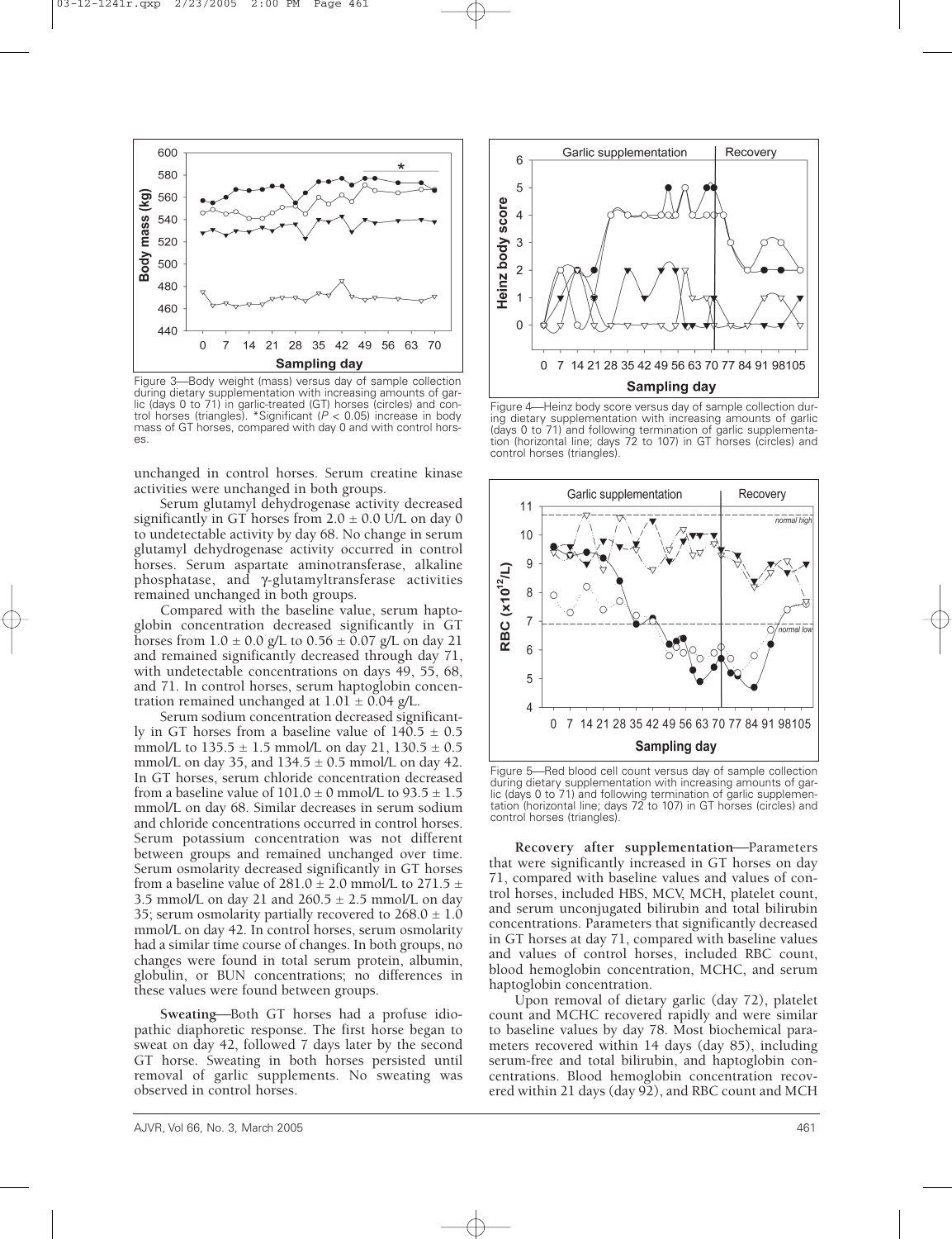Figure 3—Body weight (mass) versus day of sample collection during dietary supplementation with increasing amounts of garlic (days 0 to 71) in garlic-treated (GT) horses (circles) and control horses (triangles). *Significant ($P < 0.05$) increase in body mass of GT horses, compared with day 0 and with control horses.

Figure 4—Heinz body score versus day of sample collection during dietary supplementation with increasing amounts of garlic (days 0 to 71) and following termination of garlic supplementation (horizontal line; days 72 to 107) in GT horses (circles) and control horses (triangles).

Figure 5—Red blood cell count versus day of sample collection during dietary supplementation with increasing amounts of garlic (days 0 to 71) and following termination of garlic supplementation (horizontal line; days 72 to 107) in GT horses (circles) and control horses (triangles).

unchanged in control horses. Serum creatine kinase activities were unchanged in both groups.

Serum glutamyl dehydrogenase activity decreased significantly in GT horses from 2.0 ± 0.0 U/L on day 0 to undetectable activity by day 68. No change in serum glutamyl dehydrogenase activity occurred in control horses. Serum aspartate aminotransferase, alkaline phosphatase, and γ-glutamyltransferase activities remained unchanged in both groups.

Compared with the baseline value, serum haptoglobin concentration decreased significantly in GT horses from 1.0 ± 0.0 g/L to 0.56 ± 0.07 g/L on day 21 and remained significantly decreased through day 71, with undetectable concentrations on days 49, 55, 68, and 71. In control horses, serum haptoglobin concentration remained unchanged at 1.01 ± 0.04 g/L.

Serum sodium concentration decreased significantly in GT horses from a baseline value of 140.5 ± 0.5 mmol/L to 135.5 ± 1.5 mmol/L on day 21, 130.5 ± 0.5 mmol/L on day 35, and 134.5 ± 0.5 mmol/L on day 42. In GT horses, serum chloride concentration decreased from a baseline value of 101.0 ± 0 mmol/L to 93.5 ± 1.5 mmol/L on day 68. Similar decreases in serum sodium and chloride concentrations occurred in control horses. Serum potassium concentration was not different between groups and remained unchanged over time. Serum osmolarity decreased significantly in GT horses from a baseline value of 281.0 ± 2.0 mmol/L to 271.5 ± 3.5 mmol/L on day 21 and 260.5 ± 2.5 mmol/L on day 35; serum osmolarity partially recovered to 268.0 ± 1.0 mmol/L on day 42. In control horses, serum osmolarity had a similar time course of changes. In both groups, no changes were found in total serum protein, albumin, globulin, or BUN concentrations; no differences in these values were found between groups.

**Sweating**—Both GT horses had a profuse idiopathic diaphoretic response. The first horse began to sweat on day 42, followed 7 days later by the second GT horse. Sweating in both horses persisted until removal of garlic supplements. No sweating was observed in control horses.

**Recovery after supplementation**—Parameters that were significantly increased in GT horses on day 71, compared with baseline values and values of control horses, included HBS, MCV, MCH, platelet count, and serum unconjugated bilirubin and total bilirubin concentrations. Parameters that significantly decreased in GT horses at day 71, compared with baseline values and values of control horses, included RBC count, blood hemoglobin concentration, MCHC, and serum haptoglobin concentration.

Upon removal of dietary garlic (day 72), platelet count and MCHC recovered rapidly and were similar to baseline values by day 78. Most biochemical parameters recovered within 14 days (day 85), including serum-free and total bilirubin, and haptoglobin concentrations. Blood hemoglobin concentration recovered within 21 days (day 92), and RBC count and MCH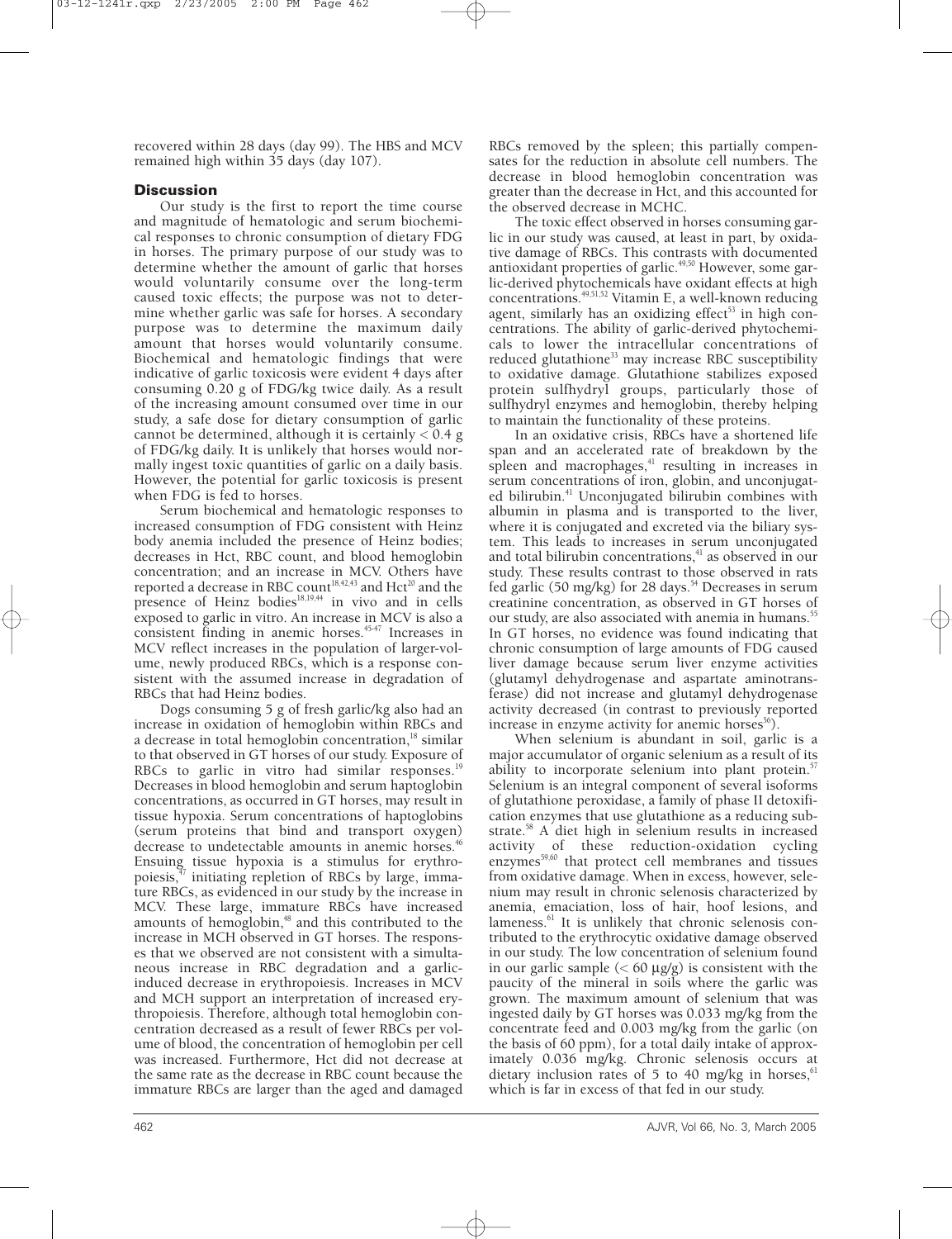recovered within 28 days (day 99). The HBS and MCV remained high within 35 days (day 107).

## Discussion

Our study is the first to report the time course and magnitude of hematologic and serum biochemical responses to chronic consumption of dietary FDG in horses. The primary purpose of our study was to determine whether the amount of garlic that horses would voluntarily consume over the long-term caused toxic effects; the purpose was not to determine whether garlic was safe for horses. A secondary purpose was to determine the maximum daily amount that horses would voluntarily consume. Biochemical and hematologic findings that were indicative of garlic toxicosis were evident 4 days after consuming 0.20 g of FDG/kg twice daily. As a result of the increasing amount consumed over time in our study, a safe dose for dietary consumption of garlic cannot be determined, although it is certainly < 0.4 g of FDG/kg daily. It is unlikely that horses would normally ingest toxic quantities of garlic on a daily basis. However, the potential for garlic toxicosis is present when FDG is fed to horses.

Serum biochemical and hematologic responses to increased consumption of FDG consistent with Heinz body anemia included the presence of Heinz bodies; decreases in Hct, RBC count, and blood hemoglobin concentration; and an increase in MCV. Others have reported a decrease in RBC count[18,42,43] and Hct[20] and the presence of Heinz bodies[18,19,44] in vivo and in cells exposed to garlic in vitro. An increase in MCV is also a consistent finding in anemic horses.[45-47] Increases in MCV reflect increases in the population of larger-volume, newly produced RBCs, which is a response consistent with the assumed increase in degradation of RBCs that had Heinz bodies.

Dogs consuming 5 g of fresh garlic/kg also had an increase in oxidation of hemoglobin within RBCs and a decrease in total hemoglobin concentration,[18] similar to that observed in GT horses of our study. Exposure of RBCs to garlic in vitro had similar responses.[19] Decreases in blood hemoglobin and serum haptoglobin concentrations, as occurred in GT horses, may result in tissue hypoxia. Serum concentrations of haptoglobins (serum proteins that bind and transport oxygen) decrease to undetectable amounts in anemic horses.[46] Ensuing tissue hypoxia is a stimulus for erythropoiesis,[47] initiating repletion of RBCs by large, immature RBCs, as evidenced in our study by the increase in MCV. These large, immature RBCs have increased amounts of hemoglobin,[48] and this contributed to the increase in MCH observed in GT horses. The responses that we observed are not consistent with a simultaneous increase in RBC degradation and a garlic-induced decrease in erythropoiesis. Increases in MCV and MCH support an interpretation of increased erythropoiesis. Therefore, although total hemoglobin concentration decreased as a result of fewer RBCs per volume of blood, the concentration of hemoglobin per cell was increased. Furthermore, Hct did not decrease at the same rate as the decrease in RBC count because the immature RBCs are larger than the aged and damaged RBCs removed by the spleen; this partially compensates for the reduction in absolute cell numbers. The decrease in blood hemoglobin concentration was greater than the decrease in Hct, and this accounted for the observed decrease in MCHC.

The toxic effect observed in horses consuming garlic in our study was caused, at least in part, by oxidative damage of RBCs. This contrasts with documented antioxidant properties of garlic.[49,50] However, some garlic-derived phytochemicals have oxidant effects at high concentrations.[49,51,52] Vitamin E, a well-known reducing agent, similarly has an oxidizing effect[53] in high concentrations. The ability of garlic-derived phytochemicals to lower the intracellular concentrations of reduced glutathione[33] may increase RBC susceptibility to oxidative damage. Glutathione stabilizes exposed protein sulfhydryl groups, particularly those of sulfhydryl enzymes and hemoglobin, thereby helping to maintain the functionality of these proteins.

In an oxidative crisis, RBCs have a shortened life span and an accelerated rate of breakdown by the spleen and macrophages,[41] resulting in increases in serum concentrations of iron, globin, and unconjugated bilirubin.[41] Unconjugated bilirubin combines with albumin in plasma and is transported to the liver, where it is conjugated and excreted via the biliary system. This leads to increases in serum unconjugated and total bilirubin concentrations,[41] as observed in our study. These results contrast to those observed in rats fed garlic (50 mg/kg) for 28 days.[54] Decreases in serum creatinine concentration, as observed in GT horses of our study, are also associated with anemia in humans.[55] In GT horses, no evidence was found indicating that chronic consumption of large amounts of FDG caused liver damage because serum liver enzyme activities (glutamyl dehydrogenase and aspartate aminotransferase) did not increase and glutamyl dehydrogenase activity decreased (in contrast to previously reported increase in enzyme activity for anemic horses[56]).

When selenium is abundant in soil, garlic is a major accumulator of organic selenium as a result of its ability to incorporate selenium into plant protein.[57] Selenium is an integral component of several isoforms of glutathione peroxidase, a family of phase II detoxification enzymes that use glutathione as a reducing substrate.[58] A diet high in selenium results in increased activity of these reduction-oxidation cycling enzymes[59,60] that protect cell membranes and tissues from oxidative damage. When in excess, however, selenium may result in chronic selenosis characterized by anemia, emaciation, loss of hair, hoof lesions, and lameness.[61] It is unlikely that chronic selenosis contributed to the erythrocytic oxidative damage observed in our study. The low concentration of selenium found in our garlic sample (< 60 µg/g) is consistent with the paucity of the mineral in soils where the garlic was grown. The maximum amount of selenium that was ingested daily by GT horses was 0.033 mg/kg from the concentrate feed and 0.003 mg/kg from the garlic (on the basis of 60 ppm), for a total daily intake of approximately 0.036 mg/kg. Chronic selenosis occurs at dietary inclusion rates of 5 to 40 mg/kg in horses,[61] which is far in excess of that fed in our study.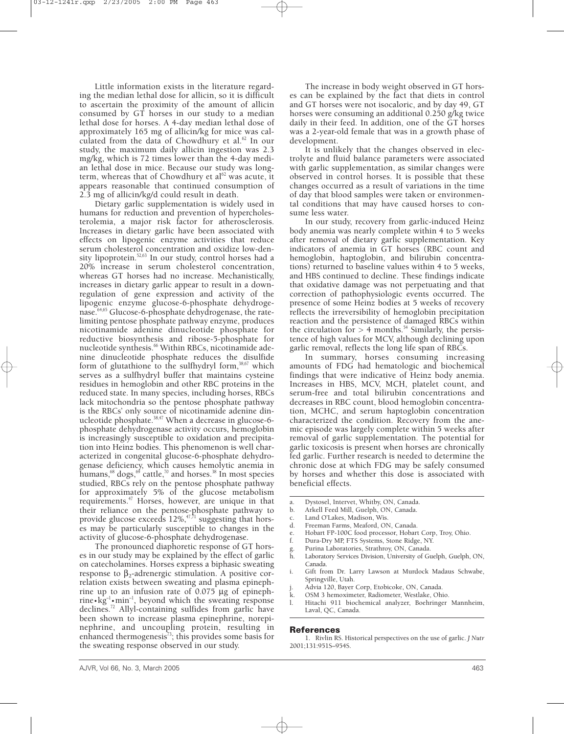Little information exists in the literature regarding the median lethal dose for allicin, so it is difficult to ascertain the proximity of the amount of allicin consumed by GT horses in our study to a median lethal dose for horses. A 4-day median lethal dose of approximately 165 mg of allicin/kg for mice was calculated from the data of Chowdhury et al.[62] In our study, the maximum daily allicin ingestion was 2.3 mg/kg, which is 72 times lower than the 4-day median lethal dose in mice. Because our study was long-term, whereas that of Chowdhury et al[62] was acute, it appears reasonable that continued consumption of 2.3 mg of allicin/kg/d could result in death.

Dietary garlic supplementation is widely used in humans for reduction and prevention of hypercholesterolemia, a major risk factor for atherosclerosis. Increases in dietary garlic have been associated with effects on lipogenic enzyme activities that reduce serum cholesterol concentration and oxidize low-density lipoprotein.[52,63] In our study, control horses had a 20% increase in serum cholesterol concentration, whereas GT horses had no increase. Mechanistically, increases in dietary garlic appear to result in a down-regulation of gene expression and activity of the lipogenic enzyme glucose-6-phosphate dehydrogenase.[64,65] Glucose-6-phosphate dehydrogenase, the rate-limiting pentose phosphate pathway enzyme, produces nicotinamide adenine dinucleotide phosphate for reductive biosynthesis and ribose-5-phosphate for nucleotide synthesis.[66] Within RBCs, nicotinamide adenine dinucleotide phosphate reduces the disulfide form of glutathione to the sulfhydryl form,[38,67] which serves as a sulfhydryl buffer that maintains cysteine residues in hemoglobin and other RBC proteins in the reduced state. In many species, including horses, RBCs lack mitochondria so the pentose phosphate pathway is the RBCs' only source of nicotinamide adenine dinucleotide phosphate.[38,47] When a decrease in glucose-6-phosphate dehydrogenase activity occurs, hemoglobin is increasingly susceptible to oxidation and precipitation into Heinz bodies. This phenomenon is well characterized in congenital glucose-6-phosphate dehydrogenase deficiency, which causes hemolytic anemia in humans,[68] dogs,[69] cattle,[70] and horses.[38] In most species studied, RBCs rely on the pentose phosphate pathway for approximately 5% of the glucose metabolism requirements.[47] Horses, however, are unique in that their reliance on the pentose-phosphate pathway to provide glucose exceeds 12%,[47,71] suggesting that horses may be particularly susceptible to changes in the activity of glucose-6-phosphate dehydrogenase.

The pronounced diaphoretic response of GT horses in our study may be explained by the effect of garlic on catecholamines. Horses express a biphasic sweating response to $\beta_2$-adrenergic stimulation. A positive correlation exists between sweating and plasma epinephrine up to an infusion rate of 0.075 µg of epinephrine$\cdot$kg$^{-1}\cdot$min$^{-1}$, beyond which the sweating response declines.[72] Allyl-containing sulfides from garlic have been shown to increase plasma epinephrine, norepinephrine, and uncoupling protein, resulting in enhanced thermogenesis[73]; this provides some basis for the sweating response observed in our study.

The increase in body weight observed in GT horses can be explained by the fact that diets in control and GT horses were not isocaloric, and by day 49, GT horses were consuming an additional 0.250 g/kg twice daily in their feed. In addition, one of the GT horses was a 2-year-old female that was in a growth phase of development.

It is unlikely that the changes observed in electrolyte and fluid balance parameters were associated with garlic supplementation, as similar changes were observed in control horses. It is possible that these changes occurred as a result of variations in the time of day that blood samples were taken or environmental conditions that may have caused horses to consume less water.

In our study, recovery from garlic-induced Heinz body anemia was nearly complete within 4 to 5 weeks after removal of dietary garlic supplementation. Key indicators of anemia in GT horses (RBC count and hemoglobin, haptoglobin, and bilirubin concentrations) returned to baseline values within 4 to 5 weeks, and HBS continued to decline. These findings indicate that oxidative damage was not perpetuating and that correction of pathophysiologic events occurred. The presence of some Heinz bodies at 5 weeks of recovery reflects the irreversibility of hemoglobin precipitation reaction and the persistence of damaged RBCs within the circulation for > 4 months.[54] Similarly, the persistence of high values for MCV, although declining upon garlic removal, reflects the long life span of RBCs.

In summary, horses consuming increasing amounts of FDG had hematologic and biochemical findings that were indicative of Heinz body anemia. Increases in HBS, MCV, MCH, platelet count, and serum-free and total bilirubin concentrations and decreases in RBC count, blood hemoglobin concentration, MCHC, and serum haptoglobin concentration characterized the condition. Recovery from the anemic episode was largely complete within 5 weeks after removal of garlic supplementation. The potential for garlic toxicosis is present when horses are chronically fed garlic. Further research is needed to determine the chronic dose at which FDG may be safely consumed by horses and whether this dose is associated with beneficial effects.

---

a. Dystosel, Intervet, Whitby, ON, Canada.
b. Arkell Feed Mill, Guelph, ON, Canada.
c. Land O'Lakes, Madison, Wis.
d. Freeman Farms, Meaford, ON, Canada.
e. Hobart FP-100C food processor, Hobart Corp, Troy, Ohio.
f. Dura-Dry MP, FTS Systems, Stone Ridge, NY.
g. Purina Laboratories, Strathroy, ON, Canada.
h. Laboratory Services Division, University of Guelph, Guelph, ON, Canada.
i. Gift from Dr. Larry Lawson at Murdock Madaus Schwabe, Springville, Utah.
j. Advia 120, Bayer Corp, Etobicoke, ON, Canada.
k. OSM 3 hemoximeter, Radiometer, Westlake, Ohio.
l. Hitachi 911 biochemical analyzer, Boehringer Mannheim, Laval, QC, Canada.

## References

1. Rivlin RS. Historical perspectives on the use of garlic. *J Nutr* 2001;131:951S–954S.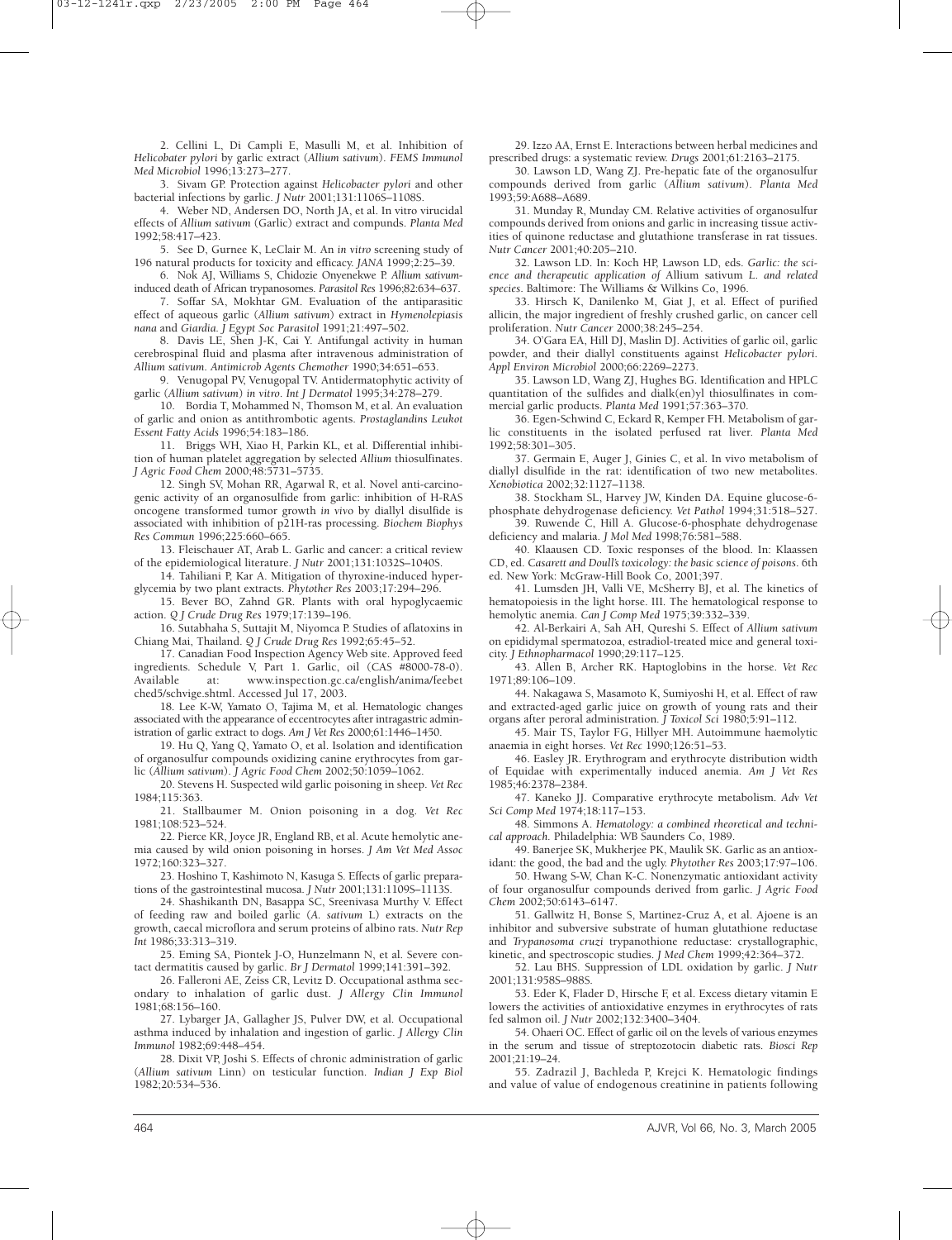2. Cellini L, Di Campli E, Masulli M, et al. Inhibition of *Helicobater pylori* by garlic extract (*Allium sativum*). *FEMS Immunol Med Microbiol* 1996;13:273–277.

3. Sivam GP. Protection against *Helicobacter pylori* and other bacterial infections by garlic. *J Nutr* 2001;131:1106S–1108S.

4. Weber ND, Andersen DO, North JA, et al. In vitro virucidal effects of *Allium sativum* (Garlic) extract and compunds. *Planta Med* 1992;58:417–423.

5. See D, Gurnee K, LeClair M. An *in vitro* screening study of 196 natural products for toxicity and efficacy. *JANA* 1999;2:25–39.

6. Nok AJ, Williams S, Chidozie Onyenekwe P. *Allium sativum*-induced death of African trypanosomes. *Parasitol Res* 1996;82:634–637.

7. Soffar SA, Mokhtar GM. Evaluation of the antiparasitic effect of aqueous garlic (*Allium sativum*) extract in *Hymenolepiasis nana* and *Giardia*. *J Egypt Soc Parasitol* 1991;21:497–502.

8. Davis LE, Shen J-K, Cai Y. Antifungal activity in human cerebrospinal fluid and plasma after intravenous administration of *Allium sativum*. *Antimicrob Agents Chemother* 1990;34:651–653.

9. Venugopal PV, Venugopal TV. Antidermatophytic activity of garlic (*Allium sativum*) *in vitro*. *Int J Dermatol* 1995;34:278–279.

10. Bordia T, Mohammed N, Thomson M, et al. An evaluation of garlic and onion as antithrombotic agents. *Prostaglandins Leukot Essent Fatty Acids* 1996;54:183–186.

11. Briggs WH, Xiao H, Parkin KL, et al. Differential inhibition of human platelet aggregation by selected *Allium* thiosulfinates. *J Agric Food Chem* 2000;48:5731–5735.

12. Singh SV, Mohan RR, Agarwal R, et al. Novel anti-carcinogenic activity of an organosulfide from garlic: inhibition of H-RAS oncogene transformed tumor growth *in vivo* by diallyl disulfide is associated with inhibition of p21H-ras processing. *Biochem Biophys Res Commun* 1996;225:660–665.

13. Fleischauer AT, Arab L. Garlic and cancer: a critical review of the epidemiological literature. *J Nutr* 2001;131:1032S–1040S.

14. Tahiliani P, Kar A. Mitigation of thyroxine-induced hyperglycemia by two plant extracts. *Phytother Res* 2003;17:294–296.

15. Bever BO, Zahnd GR. Plants with oral hypoglycaemic action. *Q J Crude Drug Res* 1979;17:139–196.

16. Sutabhaha S, Suttajit M, Niyomca P. Studies of aflatoxins in Chiang Mai, Thailand. *Q J Crude Drug Res* 1992;65:45–52.

17. Canadian Food Inspection Agency Web site. Approved feed ingredients. Schedule V, Part 1. Garlic, oil (CAS #8000-78-0). Available at: www.inspection.gc.ca/english/anima/feebetched5/schvige.shtml. Accessed Jul 17, 2003.

18. Lee K-W, Yamato O, Tajima M, et al. Hematologic changes associated with the appearance of eccentrocytes after intragastric administration of garlic extract to dogs. *Am J Vet Res* 2000;61:1446–1450.

19. Hu Q, Yang Q, Yamato O, et al. Isolation and identification of organosulfur compounds oxidizing canine erythrocytes from garlic (*Allium sativum*). *J Agric Food Chem* 2002;50:1059–1062.

20. Stevens H. Suspected wild garlic poisoning in sheep. *Vet Rec* 1984;115:363.

21. Stallbaumer M. Onion poisoning in a dog. *Vet Rec* 1981;108:523–524.

22. Pierce KR, Joyce JR, England RB, et al. Acute hemolytic anemia caused by wild onion poisoning in horses. *J Am Vet Med Assoc* 1972;160:323–327.

23. Hoshino T, Kashimoto N, Kasuga S. Effects of garlic preparations of the gastrointestinal mucosa. *J Nutr* 2001;131:1109S–1113S.

24. Shashikanth DN, Basappa SC, Sreenivasa Murthy V. Effect of feeding raw and boiled garlic (*A. sativum* L) extracts on the growth, caecal microflora and serum proteins of albino rats. *Nutr Rep Int* 1986;33:313–319.

25. Eming SA, Piontek J-O, Hunzelmann N, et al. Severe contact dermatitis caused by garlic. *Br J Dermatol* 1999;141:391–392.

26. Falleroni AE, Zeiss CR, Levitz D. Occupational asthma secondary to inhalation of garlic dust. *J Allergy Clin Immunol* 1981;68:156–160.

27. Lybarger JA, Gallagher JS, Pulver DW, et al. Occupational asthma induced by inhalation and ingestion of garlic. *J Allergy Clin Immunol* 1982;69:448–454.

28. Dixit VP, Joshi S. Effects of chronic administration of garlic (*Allium sativum* Linn) on testicular function. *Indian J Exp Biol* 1982;20:534–536.

29. Izzo AA, Ernst E. Interactions between herbal medicines and prescribed drugs: a systematic review. *Drugs* 2001;61:2163–2175.

30. Lawson LD, Wang ZJ. Pre-hepatic fate of the organosulfur compounds derived from garlic (*Allium sativum*). *Planta Med* 1993;59:A688–A689.

31. Munday R, Munday CM. Relative activities of organosulfur compounds derived from onions and garlic in increasing tissue activities of quinone reductase and glutathione transferase in rat tissues. *Nutr Cancer* 2001;40:205–210.

32. Lawson LD. In: Koch HP, Lawson LD, eds. *Garlic: the science and therapeutic application of* Allium sativum *L. and related species*. Baltimore: The Williams & Wilkins Co, 1996.

33. Hirsch K, Danilenko M, Giat J, et al. Effect of purified allicin, the major ingredient of freshly crushed garlic, on cancer cell proliferation. *Nutr Cancer* 2000;38:245–254.

34. O'Gara EA, Hill DJ, Maslin DJ. Activities of garlic oil, garlic powder, and their diallyl constituents against *Helicobacter pylori*. *Appl Environ Microbiol* 2000;66:2269–2273.

35. Lawson LD, Wang ZJ, Hughes BG. Identification and HPLC quantitation of the sulfides and dialk(en)yl thiosulfinates in commercial garlic products. *Planta Med* 1991;57:363–370.

36. Egen-Schwind C, Eckard R, Kemper FH. Metabolism of garlic constituents in the isolated perfused rat liver. *Planta Med* 1992;58:301–305.

37. Germain E, Auger J, Ginies C, et al. In vivo metabolism of diallyl disulfide in the rat: identification of two new metabolites. *Xenobiotica* 2002;32:1127–1138.

38. Stockham SL, Harvey JW, Kinden DA. Equine glucose-6-phosphate dehydrogenase deficiency. *Vet Pathol* 1994;31:518–527.

39. Ruwende C, Hill A. Glucose-6-phosphate dehydrogenase deficiency and malaria. *J Mol Med* 1998;76:581–588.

40. Klaausen CD. Toxic responses of the blood. In: Klaassen CD, ed. *Casarett and Doull's toxicology: the basic science of poisons*. 6th ed. New York: McGraw-Hill Book Co, 2001;397.

41. Lumsden JH, Valli VE, McSherry BJ, et al. The kinetics of hematopoiesis in the light horse. III. The hematological response to hemolytic anemia. *Can J Comp Med* 1975;39:332–339.

42. Al-Berkairi A, Sah AH, Qureshi S. Effect of *Allium sativum* on epididymal spermatozoa, estradiol-treated mice and general toxicity. *J Ethnopharmacol* 1990;29:117–125.

43. Allen B, Archer RK. Haptoglobins in the horse. *Vet Rec* 1971;89:106–109.

44. Nakagawa S, Masamoto K, Sumiyoshi H, et al. Effect of raw and extracted-aged garlic juice on growth of young rats and their organs after peroral administration. *J Toxicol Sci* 1980;5:91–112.

45. Mair TS, Taylor FG, Hillyer MH. Autoimmune haemolytic anaemia in eight horses. *Vet Rec* 1990;126:51–53.

46. Easley JR. Erythrogram and erythrocyte distribution width of Equidae with experimentally induced anemia. *Am J Vet Res* 1985;46:2378–2384.

47. Kaneko JJ. Comparative erythrocyte metabolism. *Adv Vet Sci Comp Med* 1974;18:117–153.

48. Simmons A. *Hematology: a combined rheoretical and technical approach.* Philadelphia: WB Saunders Co, 1989.

49. Banerjee SK, Mukherjee PK, Maulik SK. Garlic as an antioxidant: the good, the bad and the ugly. *Phytother Res* 2003;17:97–106.

50. Hwang S-W, Chan K-C. Nonenzymatic antioxidant activity of four organosulfur compounds derived from garlic. *J Agric Food Chem* 2002;50:6143–6147.

51. Gallwitz H, Bonse S, Martinez-Cruz A, et al. Ajoene is an inhibitor and subversive substrate of human glutathione reductase and *Trypanosoma cruzi* trypanothione reductase: crystallographic, kinetic, and spectroscopic studies. *J Med Chem* 1999;42:364–372.

52. Lau BHS. Suppression of LDL oxidation by garlic. *J Nutr* 2001;131:958S–988S.

53. Eder K, Flader D, Hirsche F, et al. Excess dietary vitamin E lowers the activities of antioxidative enzymes in erythrocytes of rats fed salmon oil. *J Nutr* 2002;132:3400–3404.

54. Ohaeri OC. Effect of garlic oil on the levels of various enzymes in the serum and tissue of streptozotocin diabetic rats. *Biosci Rep* 2001;21:19–24.

55. Zadrazil J, Bachleda P, Krejci K. Hematologic findings and value of value of endogenous creatinine in patients following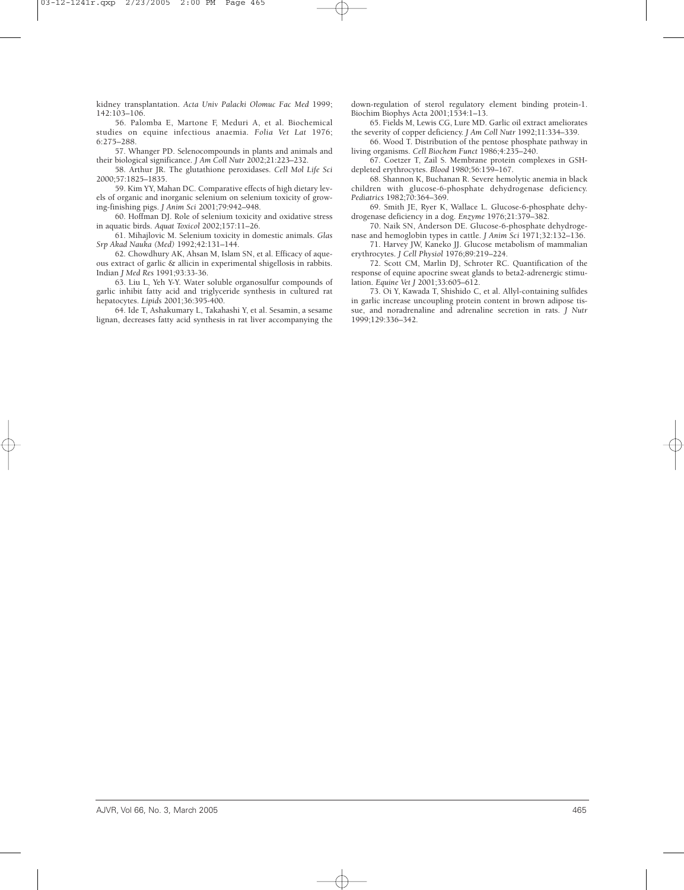kidney transplantation. *Acta Univ Palacki Olomuc Fac Med* 1999; 142:103–106.

56. Palomba E, Martone F, Meduri A, et al. Biochemical studies on equine infectious anaemia. *Folia Vet Lat* 1976; 6:275–288.

57. Whanger PD. Selenocompounds in plants and animals and their biological significance. *J Am Coll Nutr* 2002;21:223–232.

58. Arthur JR. The glutathione peroxidases. *Cell Mol Life Sci* 2000;57:1825–1835.

59. Kim YY, Mahan DC. Comparative effects of high dietary levels of organic and inorganic selenium on selenium toxicity of growing-finishing pigs. *J Anim Sci* 2001;79:942–948.

60. Hoffman DJ. Role of selenium toxicity and oxidative stress in aquatic birds. *Aquat Toxicol* 2002;157:11–26.

61. Mihajlovic M. Selenium toxicity in domestic animals. *Glas Srp Akad Nauka (Med)* 1992;42:131–144.

62. Chowdhury AK, Ahsan M, Islam SN, et al. Efficacy of aqueous extract of garlic & allicin in experimental shigellosis in rabbits. Indian *J Med Res* 1991;93:33-36.

63. Liu L, Yeh Y-Y. Water soluble organosulfur compounds of garlic inhibit fatty acid and triglyceride synthesis in cultured rat hepatocytes. *Lipids* 2001;36:395-400.

64. Ide T, Ashakumary L, Takahashi Y, et al. Sesamin, a sesame lignan, decreases fatty acid synthesis in rat liver accompanying the down-regulation of sterol regulatory element binding protein-1. Biochim Biophys Acta 2001;1534:1–13.

65. Fields M, Lewis CG, Lure MD. Garlic oil extract ameliorates the severity of copper deficiency. *J Am Coll Nutr* 1992;11:334–339.

66. Wood T. Distribution of the pentose phosphate pathway in living organisms. *Cell Biochem Funct* 1986;4:235–240.

67. Coetzer T, Zail S. Membrane protein complexes in GSH-depleted erythrocytes. *Blood* 1980;56:159–167.

68. Shannon K, Buchanan R. Severe hemolytic anemia in black children with glucose-6-phosphate dehydrogenase deficiency. *Pediatrics* 1982;70:364–369.

69. Smith JE, Ryer K, Wallace L. Glucose-6-phosphate dehydrogenase deficiency in a dog. *Enzyme* 1976;21:379–382.

70. Naik SN, Anderson DE. Glucose-6-phosphate dehydrogenase and hemoglobin types in cattle. *J Anim Sci* 1971;32:132–136.

71. Harvey JW, Kaneko JJ. Glucose metabolism of mammalian erythrocytes. *J Cell Physiol* 1976;89:219–224.

72. Scott CM, Marlin DJ, Schroter RC. Quantification of the response of equine apocrine sweat glands to beta2-adrenergic stimulation. *Equine Vet J* 2001;33:605–612.

73. Oi Y, Kawada T, Shishido C, et al. Allyl-containing sulfides in garlic increase uncoupling protein content in brown adipose tissue, and noradrenaline and adrenaline secretion in rats. *J Nutr* 1999;129:336–342.